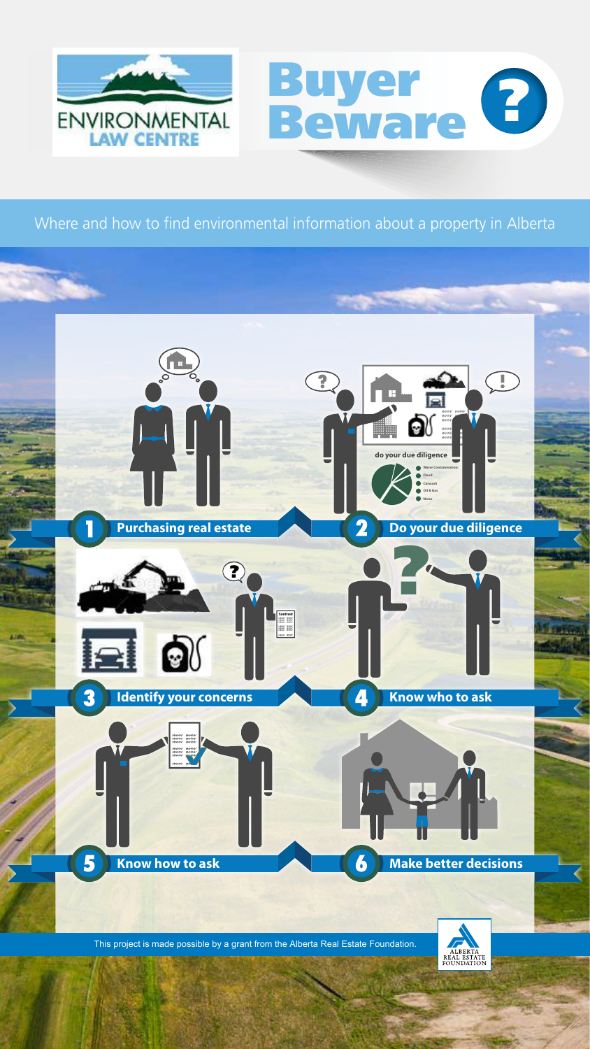ENVIRONMENTAL LAW CENTRE

# Buyer Beware ?

Where and how to find environmental information about a property in Alberta

do your due diligence

- Water Contamination
- Flood
- Carwash
- Oil & Gas
- Noise

1. Purchasing real estate
2. Do your due diligence
3. Identify your concerns
4. Know who to ask
5. Know how to ask
6. Make better decisions

This project is made possible by a grant from the Alberta Real Estate Foundation.

ALBERTA REAL ESTATE FOUNDATION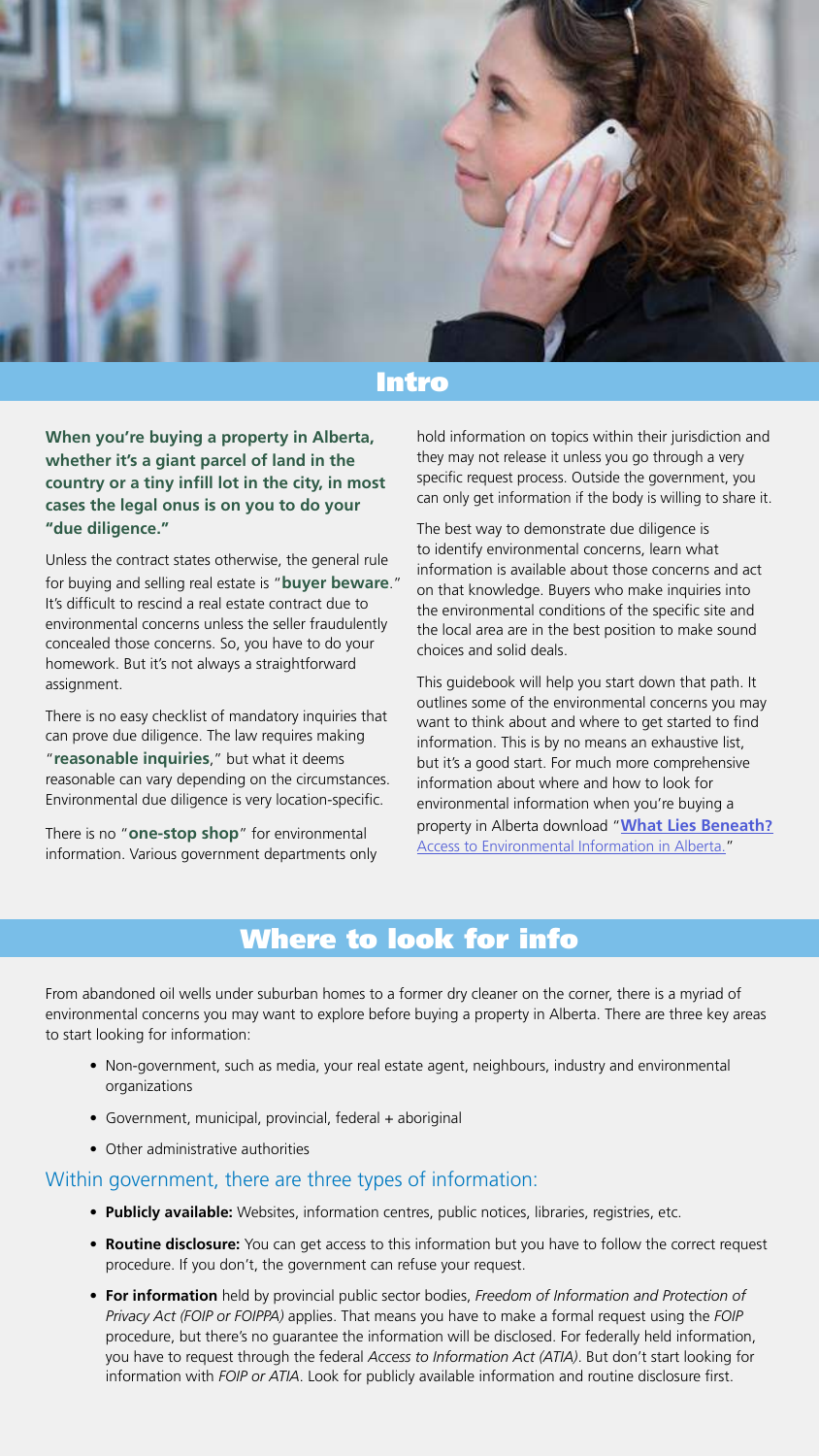## Intro

**When you're buying a property in Alberta, whether it's a giant parcel of land in the country or a tiny infill lot in the city, in most cases the legal onus is on you to do your "due diligence."**

Unless the contract states otherwise, the general rule for buying and selling real estate is "**buyer beware**." It's difficult to rescind a real estate contract due to environmental concerns unless the seller fraudulently concealed those concerns. So, you have to do your homework. But it's not always a straightforward assignment.

There is no easy checklist of mandatory inquiries that can prove due diligence. The law requires making "**reasonable inquiries**," but what it deems reasonable can vary depending on the circumstances. Environmental due diligence is very location-specific.

There is no "**one-stop shop**" for environmental information. Various government departments only hold information on topics within their jurisdiction and they may not release it unless you go through a very specific request process. Outside the government, you can only get information if the body is willing to share it.

The best way to demonstrate due diligence is to identify environmental concerns, learn what information is available about those concerns and act on that knowledge. Buyers who make inquiries into the environmental conditions of the specific site and the local area are in the best position to make sound choices and solid deals.

This guidebook will help you start down that path. It outlines some of the environmental concerns you may want to think about and where to get started to find information. This is by no means an exhaustive list, but it's a good start. For much more comprehensive information about where and how to look for environmental information when you're buying a property in Alberta download "**What Lies Beneath?** Access to Environmental Information in Alberta."

## Where to look for info

From abandoned oil wells under suburban homes to a former dry cleaner on the corner, there is a myriad of environmental concerns you may want to explore before buying a property in Alberta. There are three key areas to start looking for information:

- Non-government, such as media, your real estate agent, neighbours, industry and environmental organizations
- Government, municipal, provincial, federal + aboriginal
- Other administrative authorities

### Within government, there are three types of information:

- **Publicly available:** Websites, information centres, public notices, libraries, registries, etc.
- **Routine disclosure:** You can get access to this information but you have to follow the correct request procedure. If you don't, the government can refuse your request.
- **For information** held by provincial public sector bodies, *Freedom of Information and Protection of Privacy Act (FOIP or FOIPPA)* applies. That means you have to make a formal request using the *FOIP* procedure, but there's no guarantee the information will be disclosed. For federally held information, you have to request through the federal *Access to Information Act (ATIA)*. But don't start looking for information with *FOIP or ATIA*. Look for publicly available information and routine disclosure first.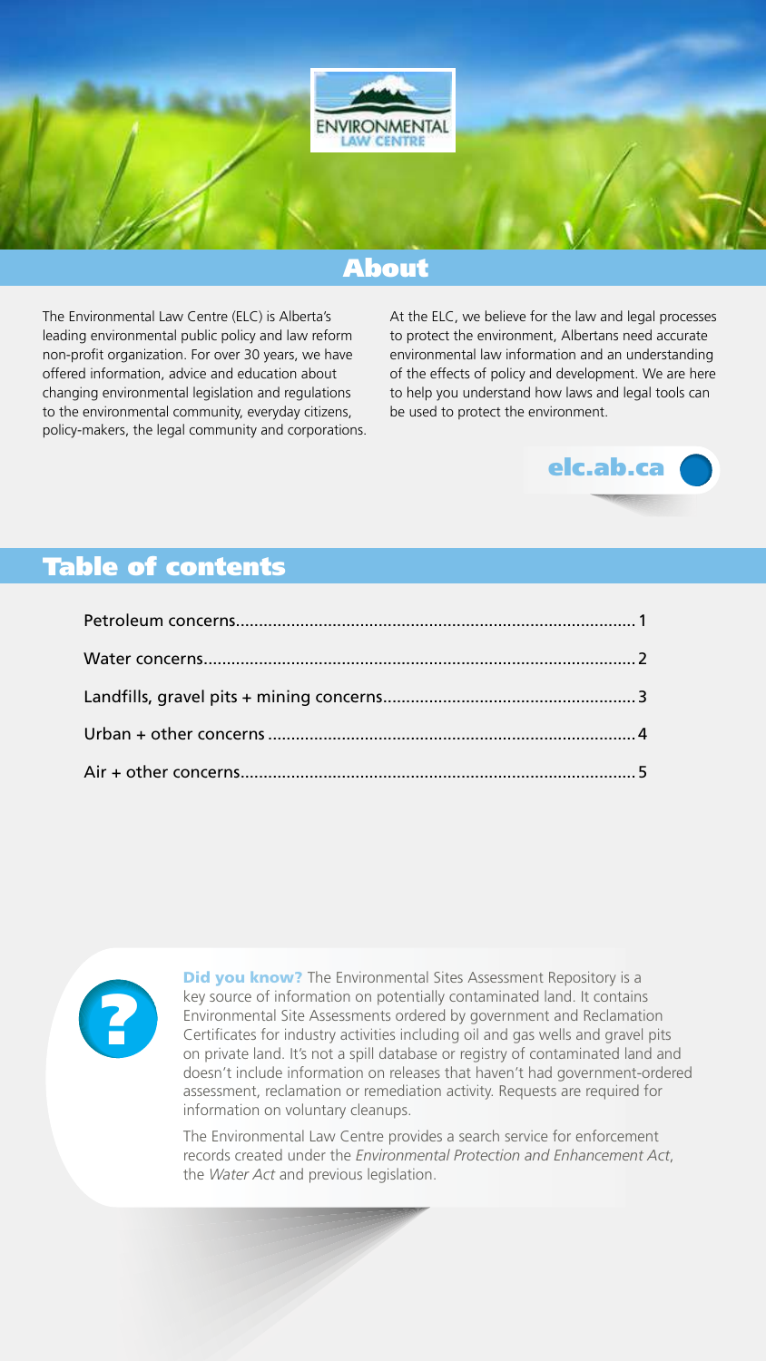## About

The Environmental Law Centre (ELC) is Alberta's leading environmental public policy and law reform non-profit organization. For over 30 years, we have offered information, advice and education about changing environmental legislation and regulations to the environmental community, everyday citizens, policy-makers, the legal community and corporations.

At the ELC, we believe for the law and legal processes to protect the environment, Albertans need accurate environmental law information and an understanding of the effects of policy and development. We are here to help you understand how laws and legal tools can be used to protect the environment.

**elc.ab.ca**

## Table of contents

| | |
|---|---|
| Petroleum concerns | 1 |
| Water concerns | 2 |
| Landfills, gravel pits + mining concerns | 3 |
| Urban + other concerns | 4 |
| Air + other concerns | 5 |

**Did you know?** The Environmental Sites Assessment Repository is a key source of information on potentially contaminated land. It contains Environmental Site Assessments ordered by government and Reclamation Certificates for industry activities including oil and gas wells and gravel pits on private land. It's not a spill database or registry of contaminated land and doesn't include information on releases that haven't had government-ordered assessment, reclamation or remediation activity. Requests are required for information on voluntary cleanups.

The Environmental Law Centre provides a search service for enforcement records created under the *Environmental Protection and Enhancement Act*, the *Water Act* and previous legislation.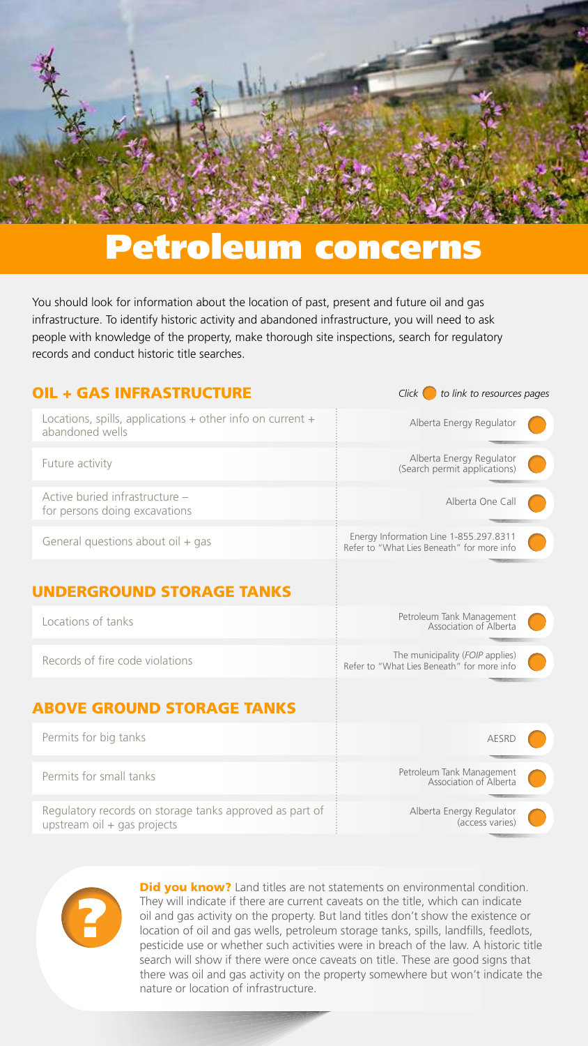# Petroleum concerns

You should look for information about the location of past, present and future oil and gas infrastructure. To identify historic activity and abandoned infrastructure, you will need to ask people with knowledge of the property, make thorough site inspections, search for regulatory records and conduct historic title searches.

*Click to link to resources pages*

## OIL + GAS INFRASTRUCTURE

| Information | Resource |
| --- | --- |
| Locations, spills, applications + other info on current + abandoned wells | Alberta Energy Regulator |
| Future activity | Alberta Energy Regulator (Search permit applications) |
| Active buried infrastructure – for persons doing excavations | Alberta One Call |
| General questions about oil + gas | Energy Information Line 1-855.297.8311 Refer to "What Lies Beneath" for more info |

## UNDERGROUND STORAGE TANKS

| Information | Resource |
| --- | --- |
| Locations of tanks | Petroleum Tank Management Association of Alberta |
| Records of fire code violations | The municipality (*FOIP* applies) Refer to "What Lies Beneath" for more info |

## ABOVE GROUND STORAGE TANKS

| Information | Resource |
| --- | --- |
| Permits for big tanks | AESRD |
| Permits for small tanks | Petroleum Tank Management Association of Alberta |
| Regulatory records on storage tanks approved as part of upstream oil + gas projects | Alberta Energy Regulator (access varies) |

**Did you know?** Land titles are not statements on environmental condition. They will indicate if there are current caveats on the title, which can indicate oil and gas activity on the property. But land titles don't show the existence or location of oil and gas wells, petroleum storage tanks, spills, landfills, feedlots, pesticide use or whether such activities were in breach of the law. A historic title search will show if there were once caveats on title. These are good signs that there was oil and gas activity on the property somewhere but won't indicate the nature or location of infrastructure.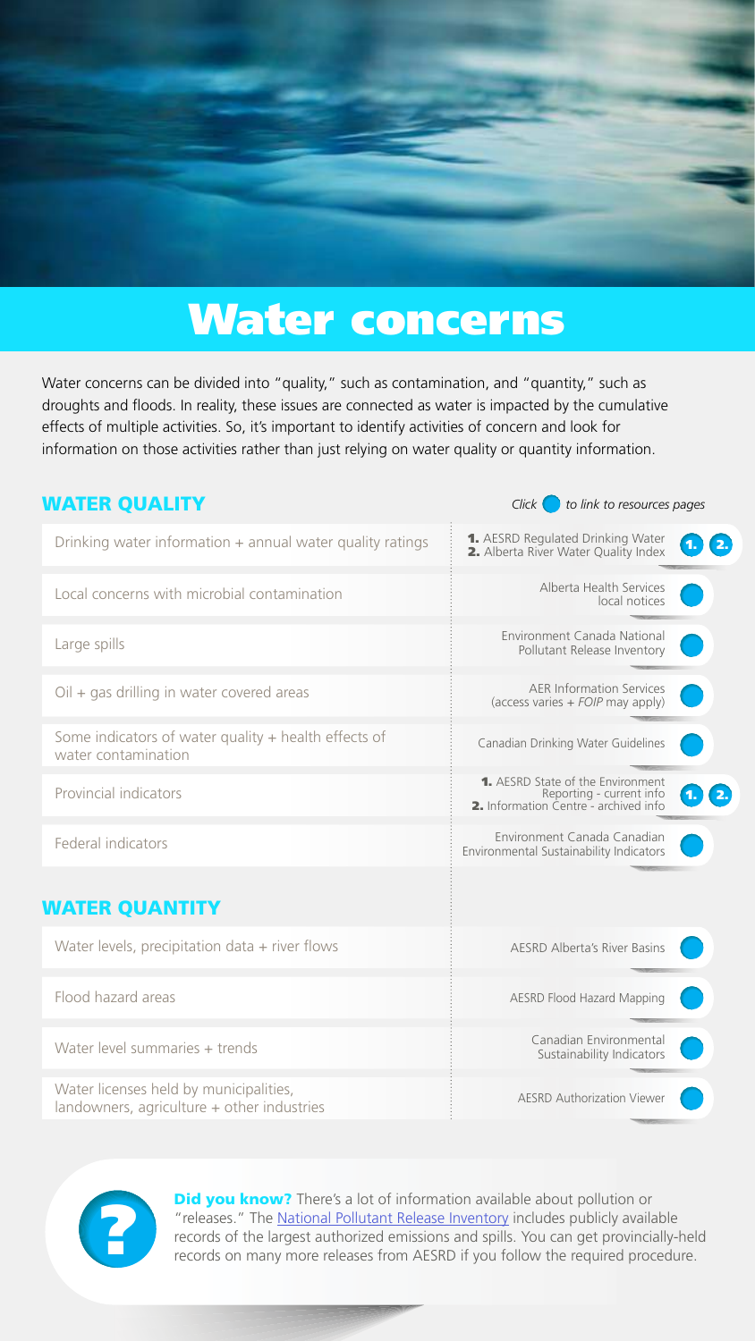# Water concerns

Water concerns can be divided into "quality," such as contamination, and "quantity," such as droughts and floods. In reality, these issues are connected as water is impacted by the cumulative effects of multiple activities. So, it's important to identify activities of concern and look for information on those activities rather than just relying on water quality or quantity information.

## WATER QUALITY

*Click to link to resources pages*

| Concern | Resource |
|---|---|
| Drinking water information + annual water quality ratings | **1.** AESRD Regulated Drinking Water **2.** Alberta River Water Quality Index |
| Local concerns with microbial contamination | Alberta Health Services local notices |
| Large spills | Environment Canada National Pollutant Release Inventory |
| Oil + gas drilling in water covered areas | AER Information Services (access varies + *FOIP* may apply) |
| Some indicators of water quality + health effects of water contamination | Canadian Drinking Water Guidelines |
| Provincial indicators | **1.** AESRD State of the Environment Reporting - current info **2.** Information Centre - archived info |
| Federal indicators | Environment Canada Canadian Environmental Sustainability Indicators |

## WATER QUANTITY

| Concern | Resource |
|---|---|
| Water levels, precipitation data + river flows | AESRD Alberta's River Basins |
| Flood hazard areas | AESRD Flood Hazard Mapping |
| Water level summaries + trends | Canadian Environmental Sustainability Indicators |
| Water licenses held by municipalities, landowners, agriculture + other industries | AESRD Authorization Viewer |

**Did you know?** There's a lot of information available about pollution or "releases." The National Pollutant Release Inventory includes publicly available records of the largest authorized emissions and spills. You can get provincially-held records on many more releases from AESRD if you follow the required procedure.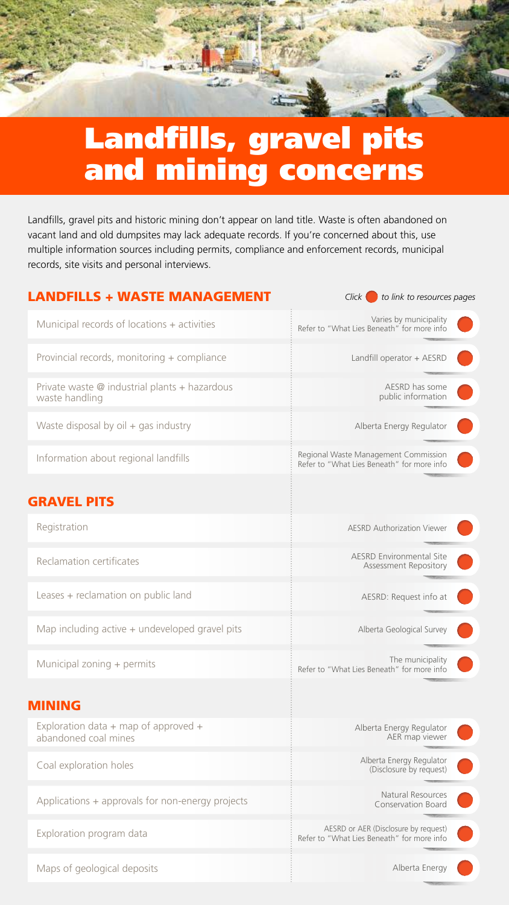# Landfills, gravel pits and mining concerns

Landfills, gravel pits and historic mining don't appear on land title. Waste is often abandoned on vacant land and old dumpsites may lack adequate records. If you're concerned about this, use multiple information sources including permits, compliance and enforcement records, municipal records, site visits and personal interviews.

## LANDFILLS + WASTE MANAGEMENT

*Click to link to resources pages*

| | |
|---|---|
| Municipal records of locations + activities | Varies by municipality<br>Refer to "What Lies Beneath" for more info |
| Provincial records, monitoring + compliance | Landfill operator + AESRD |
| Private waste @ industrial plants + hazardous waste handling | AESRD has some public information |
| Waste disposal by oil + gas industry | Alberta Energy Regulator |
| Information about regional landfills | Regional Waste Management Commission<br>Refer to "What Lies Beneath" for more info |

## GRAVEL PITS

| | |
|---|---|
| Registration | AESRD Authorization Viewer |
| Reclamation certificates | AESRD Environmental Site Assessment Repository |
| Leases + reclamation on public land | AESRD: Request info at |
| Map including active + undeveloped gravel pits | Alberta Geological Survey |
| Municipal zoning + permits | The municipality<br>Refer to "What Lies Beneath" for more info |

## MINING

| | |
|---|---|
| Exploration data + map of approved + abandoned coal mines | Alberta Energy Regulator<br>AER map viewer |
| Coal exploration holes | Alberta Energy Regulator<br>(Disclosure by request) |
| Applications + approvals for non-energy projects | Natural Resources Conservation Board |
| Exploration program data | AESRD or AER (Disclosure by request)<br>Refer to "What Lies Beneath" for more info |
| Maps of geological deposits | Alberta Energy |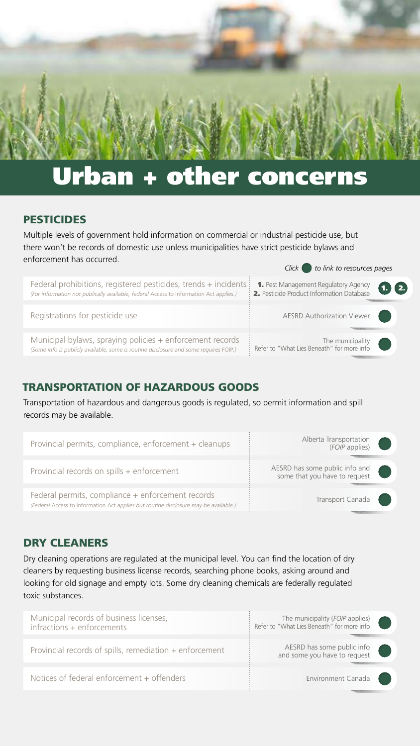# Urban + other concerns

## PESTICIDES

Multiple levels of government hold information on commercial or industrial pesticide use, but there won't be records of domestic use unless municipalities have strict pesticide bylaws and enforcement has occurred.

*Click to link to resources pages*

| Information | Source |
| --- | --- |
| Federal prohibitions, registered pesticides, trends + incidents *(For information not publically available, federal Access to Information Act applies.)* | **1.** Pest Management Regulatory Agency **2.** Pesticide Product Information Database |
| Registrations for pesticide use | AESRD Authorization Viewer |
| Municipal bylaws, spraying policies + enforcement records *(Some info is publicly available, some is routine disclosure and some requires FOIP.)* | The municipality Refer to "What Lies Beneath" for more info |

## TRANSPORTATION OF HAZARDOUS GOODS

Transportation of hazardous and dangerous goods is regulated, so permit information and spill records may be available.

| Information | Source |
| --- | --- |
| Provincial permits, compliance, enforcement + cleanups | Alberta Transportation (*FOIP* applies) |
| Provincial records on spills + enforcement | AESRD has some public info and some that you have to request |
| Federal permits, compliance + enforcement records *(Federal Access to Information Act applies but routine disclosure may be available.)* | Transport Canada |

## DRY CLEANERS

Dry cleaning operations are regulated at the municipal level. You can find the location of dry cleaners by requesting business license records, searching phone books, asking around and looking for old signage and empty lots. Some dry cleaning chemicals are federally regulated toxic substances.

| Information | Source |
| --- | --- |
| Municipal records of business licenses, infractions + enforcements | The municipality (*FOIP* applies) Refer to "What Lies Beneath" for more info |
| Provincial records of spills, remediation + enforcement | AESRD has some public info and some you have to request |
| Notices of federal enforcement + offenders | Environment Canada |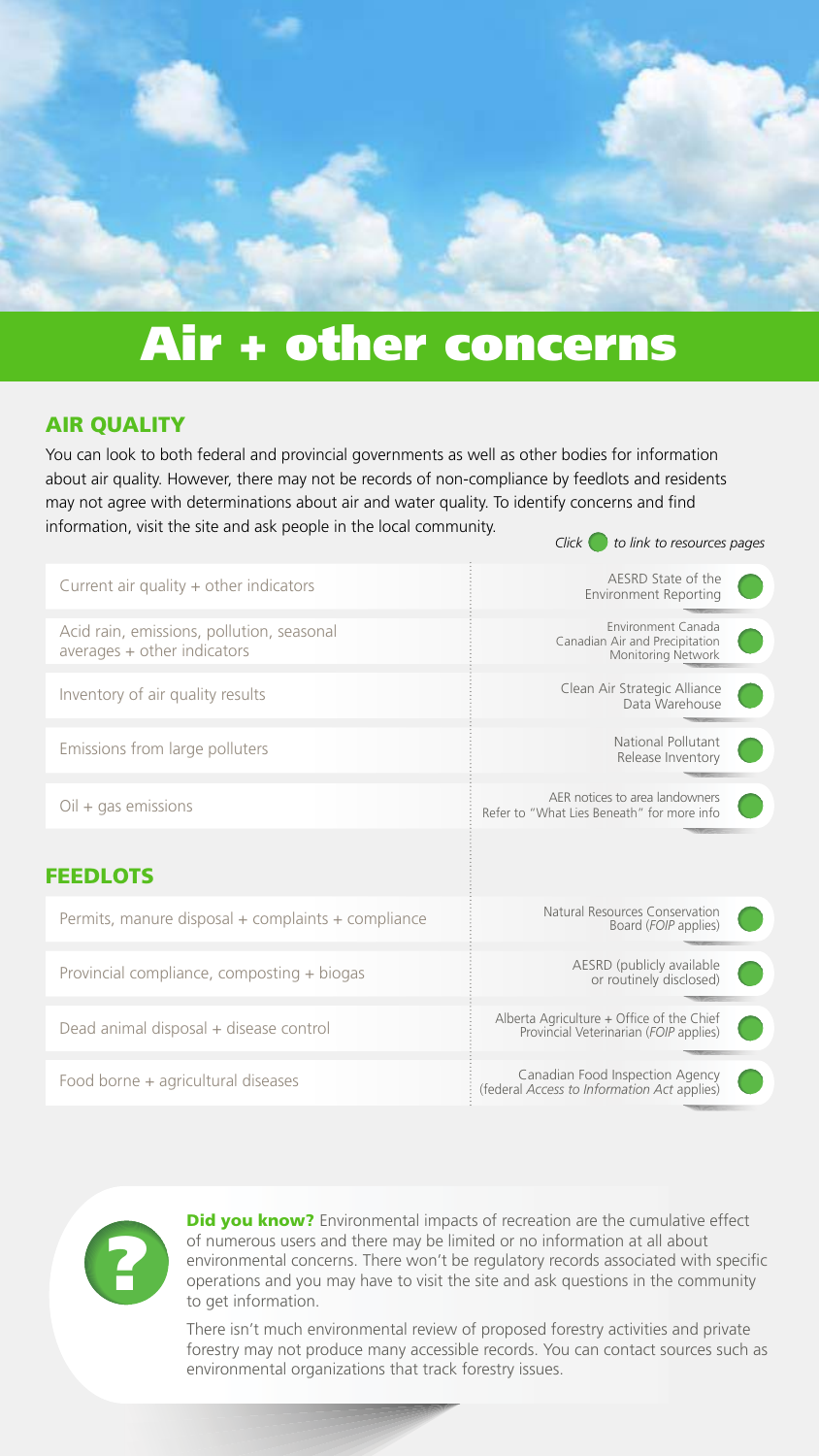# Air + other concerns

## AIR QUALITY

You can look to both federal and provincial governments as well as other bodies for information about air quality. However, there may not be records of non-compliance by feedlots and residents may not agree with determinations about air and water quality. To identify concerns and find information, visit the site and ask people in the local community.

*Click to link to resources pages*

| | |
|---|---|
| Current air quality + other indicators | AESRD State of the Environment Reporting |
| Acid rain, emissions, pollution, seasonal averages + other indicators | Environment Canada Canadian Air and Precipitation Monitoring Network |
| Inventory of air quality results | Clean Air Strategic Alliance Data Warehouse |
| Emissions from large polluters | National Pollutant Release Inventory |
| Oil + gas emissions | AER notices to area landowners Refer to "What Lies Beneath" for more info |

## FEEDLOTS

| | |
|---|---|
| Permits, manure disposal + complaints + compliance | Natural Resources Conservation Board (*FOIP* applies) |
| Provincial compliance, composting + biogas | AESRD (publicly available or routinely disclosed) |
| Dead animal disposal + disease control | Alberta Agriculture + Office of the Chief Provincial Veterinarian (*FOIP* applies) |
| Food borne + agricultural diseases | Canadian Food Inspection Agency (federal *Access to Information Act* applies) |

**Did you know?** Environmental impacts of recreation are the cumulative effect of numerous users and there may be limited or no information at all about environmental concerns. There won't be regulatory records associated with specific operations and you may have to visit the site and ask questions in the community to get information.

There isn't much environmental review of proposed forestry activities and private forestry may not produce many accessible records. You can contact sources such as environmental organizations that track forestry issues.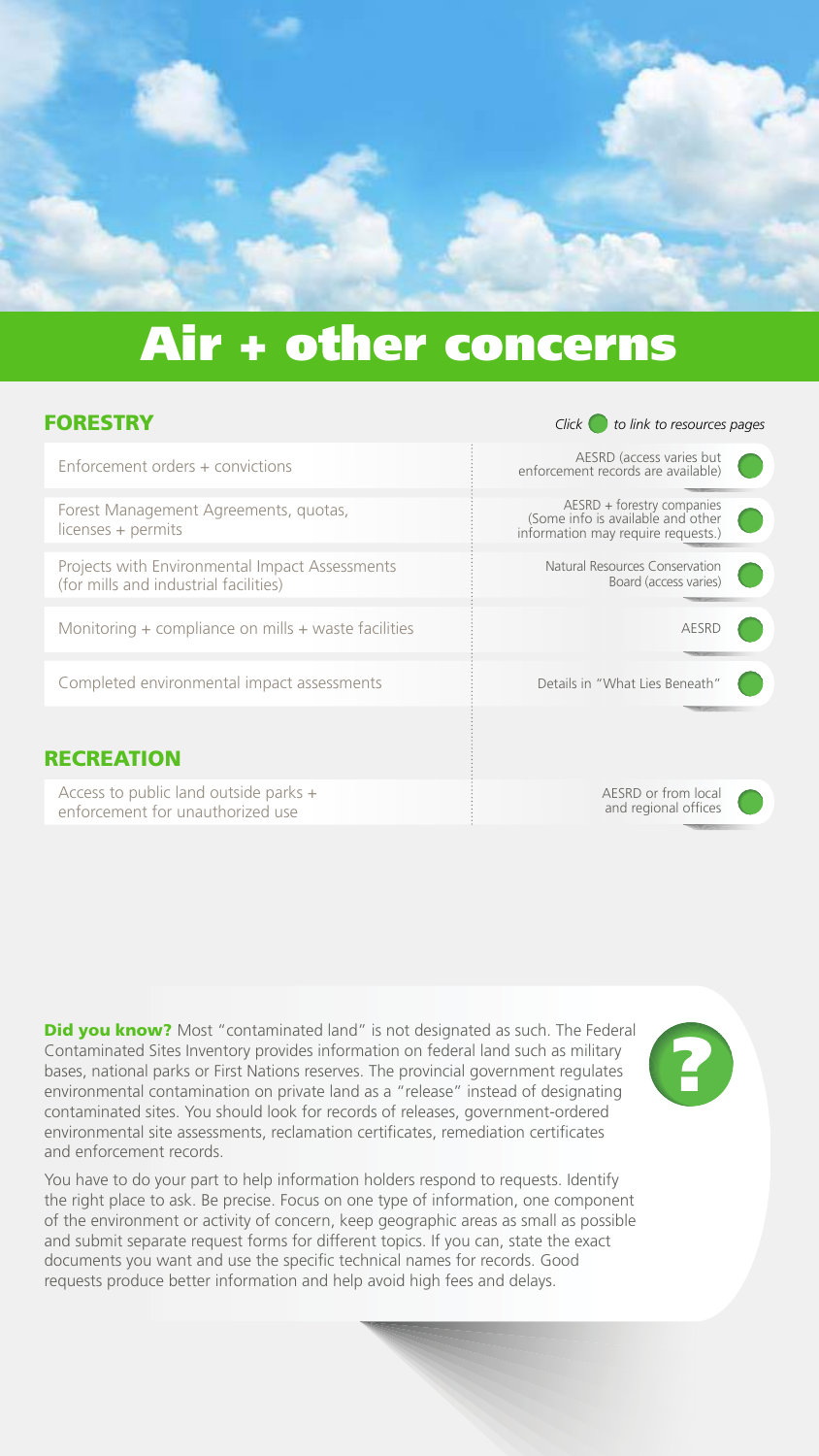# Air + other concerns

## FORESTRY

*Click ● to link to resources pages*

| | |
|---|---|
| Enforcement orders + convictions | AESRD (access varies but enforcement records are available) |
| Forest Management Agreements, quotas, licenses + permits | AESRD + forestry companies (Some info is available and other information may require requests.) |
| Projects with Environmental Impact Assessments (for mills and industrial facilities) | Natural Resources Conservation Board (access varies) |
| Monitoring + compliance on mills + waste facilities | AESRD |
| Completed environmental impact assessments | Details in "What Lies Beneath" |

## RECREATION

| | |
|---|---|
| Access to public land outside parks + enforcement for unauthorized use | AESRD or from local and regional offices |

**Did you know?** Most "contaminated land" is not designated as such. The Federal Contaminated Sites Inventory provides information on federal land such as military bases, national parks or First Nations reserves. The provincial government regulates environmental contamination on private land as a "release" instead of designating contaminated sites. You should look for records of releases, government-ordered environmental site assessments, reclamation certificates, remediation certificates and enforcement records.

You have to do your part to help information holders respond to requests. Identify the right place to ask. Be precise. Focus on one type of information, one component of the environment or activity of concern, keep geographic areas as small as possible and submit separate request forms for different topics. If you can, state the exact documents you want and use the specific technical names for records. Good requests produce better information and help avoid high fees and delays.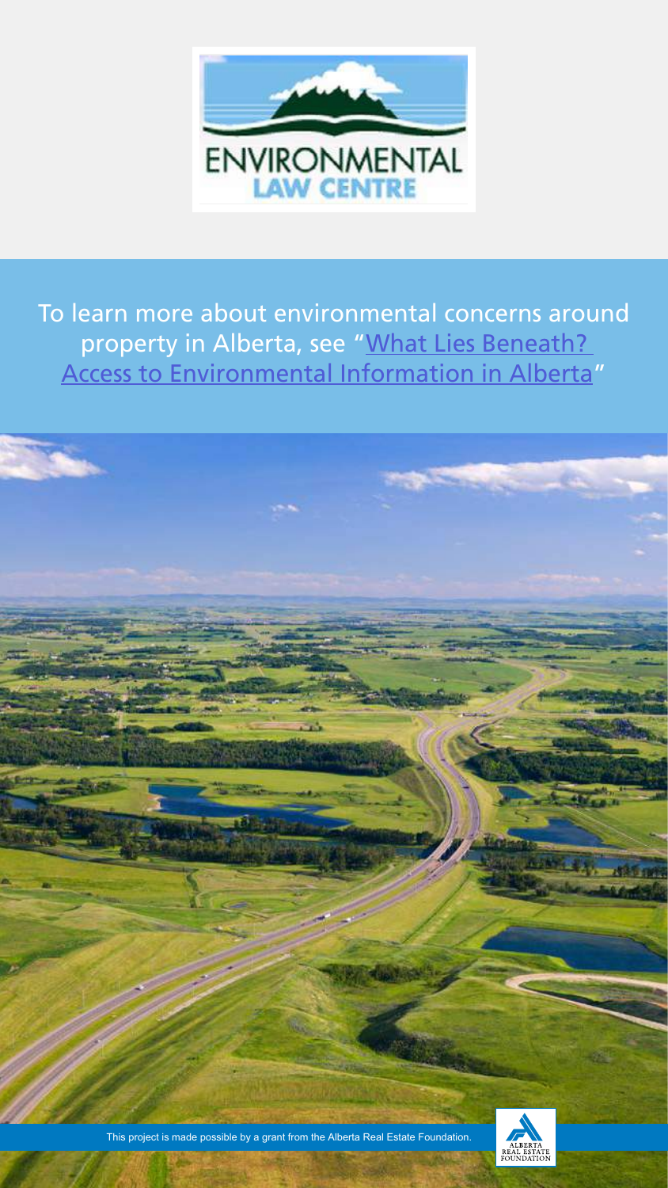To learn more about environmental concerns around property in Alberta, see "What Lies Beneath? Access to Environmental Information in Alberta"

This project is made possible by a grant from the Alberta Real Estate Foundation.